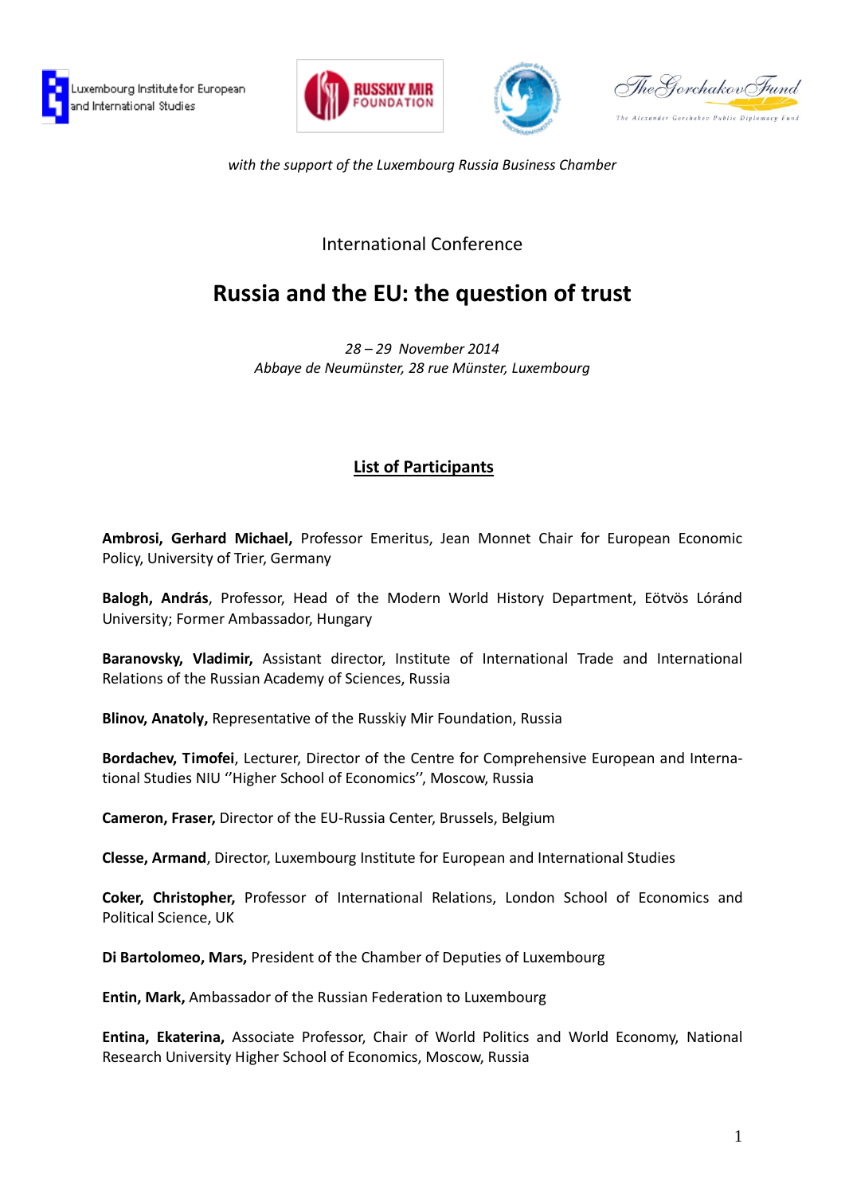Luxembourg Institute for European and International Studies

RUSSKIY MIR FOUNDATION

The Gorchakov Fund

The Alexander Gorchakov Public Diplomacy Fund

*with the support of the Luxembourg Russia Business Chamber*

International Conference

# Russia and the EU: the question of trust

*28 – 29 November 2014*
*Abbaye de Neumünster, 28 rue Münster, Luxembourg*

## List of Participants

**Ambrosi, Gerhard Michael,** Professor Emeritus, Jean Monnet Chair for European Economic Policy, University of Trier, Germany

**Balogh, András**, Professor, Head of the Modern World History Department, Eötvös Lóránd University; Former Ambassador, Hungary

**Baranovsky, Vladimir,** Assistant director, Institute of International Trade and International Relations of the Russian Academy of Sciences, Russia

**Blinov, Anatoly,** Representative of the Russkiy Mir Foundation, Russia

**Bordachev, Timofei**, Lecturer, Director of the Centre for Comprehensive European and International Studies NIU ''Higher School of Economics'', Moscow, Russia

**Cameron, Fraser,** Director of the EU-Russia Center, Brussels, Belgium

**Clesse, Armand**, Director, Luxembourg Institute for European and International Studies

**Coker, Christopher,** Professor of International Relations, London School of Economics and Political Science, UK

**Di Bartolomeo, Mars,** President of the Chamber of Deputies of Luxembourg

**Entin, Mark,** Ambassador of the Russian Federation to Luxembourg

**Entina, Ekaterina,** Associate Professor, Chair of World Politics and World Economy, National Research University Higher School of Economics, Moscow, Russia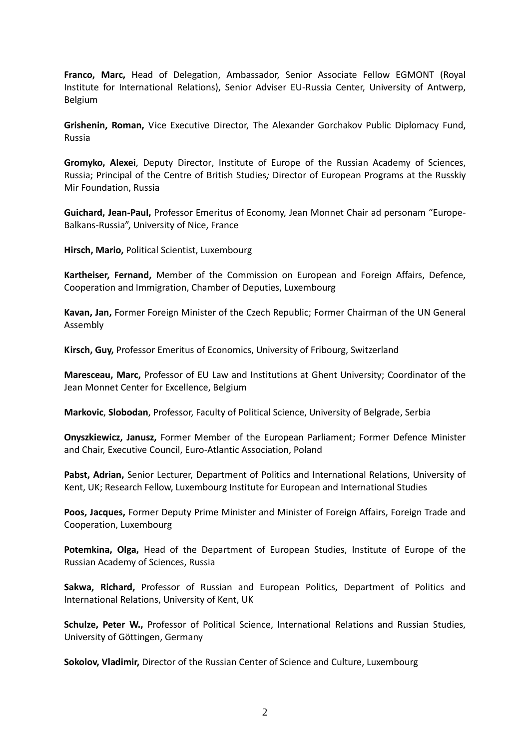**Franco, Marc,** Head of Delegation, Ambassador, Senior Associate Fellow EGMONT (Royal Institute for International Relations), Senior Adviser EU-Russia Center, University of Antwerp, Belgium

**Grishenin, Roman,** Vice Executive Director, The Alexander Gorchakov Public Diplomacy Fund, Russia

**Gromyko, Alexei**, Deputy Director, Institute of Europe of the Russian Academy of Sciences, Russia; Principal of the Centre of British Studies*;* Director of European Programs at the Russkiy Mir Foundation, Russia

**Guichard, Jean-Paul,** Professor Emeritus of Economy, Jean Monnet Chair ad personam "Europe-Balkans-Russia", University of Nice, France

**Hirsch, Mario,** Political Scientist, Luxembourg

**Kartheiser, Fernand,** Member of the Commission on European and Foreign Affairs, Defence, Cooperation and Immigration, Chamber of Deputies, Luxembourg

**Kavan, Jan,** Former Foreign Minister of the Czech Republic; Former Chairman of the UN General Assembly

**Kirsch, Guy,** Professor Emeritus of Economics, University of Fribourg, Switzerland

**Maresceau, Marc,** Professor of EU Law and Institutions at Ghent University; Coordinator of the Jean Monnet Center for Excellence, Belgium

**Markovic**, **Slobodan**, Professor, Faculty of Political Science, University of Belgrade, Serbia

**Onyszkiewicz, Janusz,** Former Member of the European Parliament; Former Defence Minister and Chair, Executive Council, Euro-Atlantic Association, Poland

**Pabst, Adrian,** Senior Lecturer, Department of Politics and International Relations, University of Kent, UK; Research Fellow, Luxembourg Institute for European and International Studies

**Poos, Jacques,** Former Deputy Prime Minister and Minister of Foreign Affairs, Foreign Trade and Cooperation, Luxembourg

**Potemkina, Olga,** Head of the Department of European Studies, Institute of Europe of the Russian Academy of Sciences, Russia

**Sakwa, Richard,** Professor of Russian and European Politics, Department of Politics and International Relations, University of Kent, UK

**Schulze, Peter W.,** Professor of Political Science, International Relations and Russian Studies, University of Göttingen, Germany

**Sokolov, Vladimir,** Director of the Russian Center of Science and Culture, Luxembourg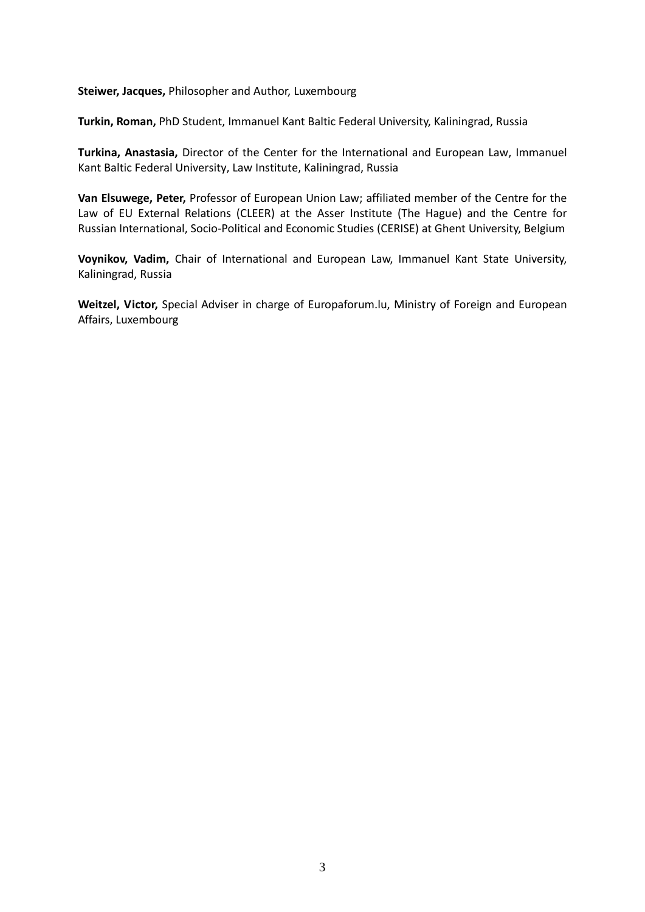**Steiwer, Jacques,** Philosopher and Author, Luxembourg

**Turkin, Roman,** PhD Student, Immanuel Kant Baltic Federal University, Kaliningrad, Russia

**Turkina, Anastasia,** Director of the Center for the International and European Law, Immanuel Kant Baltic Federal University, Law Institute, Kaliningrad, Russia

**Van Elsuwege, Peter,** Professor of European Union Law; affiliated member of the Centre for the Law of EU External Relations (CLEER) at the Asser Institute (The Hague) and the Centre for Russian International, Socio-Political and Economic Studies (CERISE) at Ghent University, Belgium

**Voynikov, Vadim,** Chair of International and European Law, Immanuel Kant State University, Kaliningrad, Russia

**Weitzel, Victor,** Special Adviser in charge of Europaforum.lu, Ministry of Foreign and European Affairs, Luxembourg